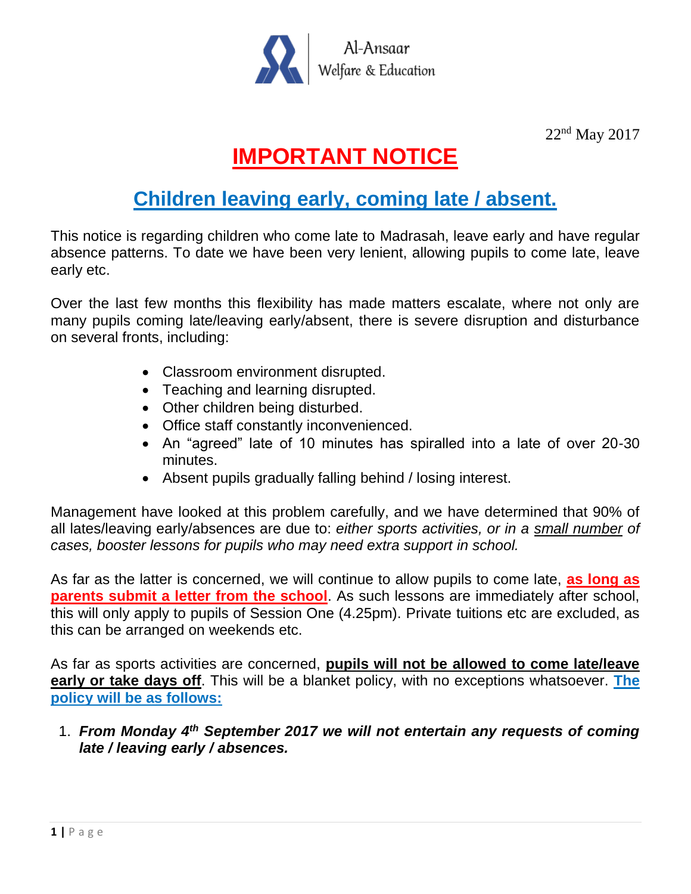Al-Ansaar
Welfare & Education

22nd May 2017

# IMPORTANT NOTICE

## Children leaving early, coming late / absent.

This notice is regarding children who come late to Madrasah, leave early and have regular absence patterns. To date we have been very lenient, allowing pupils to come late, leave early etc.

Over the last few months this flexibility has made matters escalate, where not only are many pupils coming late/leaving early/absent, there is severe disruption and disturbance on several fronts, including:

- Classroom environment disrupted.
- Teaching and learning disrupted.
- Other children being disturbed.
- Office staff constantly inconvenienced.
- An "agreed" late of 10 minutes has spiralled into a late of over 20-30 minutes.
- Absent pupils gradually falling behind / losing interest.

Management have looked at this problem carefully, and we have determined that 90% of all lates/leaving early/absences are due to: *either sports activities, or in a small number of cases, booster lessons for pupils who may need extra support in school.*

As far as the latter is concerned, we will continue to allow pupils to come late, **as long as parents submit a letter from the school**. As such lessons are immediately after school, this will only apply to pupils of Session One (4.25pm). Private tuitions etc are excluded, as this can be arranged on weekends etc.

As far as sports activities are concerned, **pupils will not be allowed to come late/leave early or take days off**. This will be a blanket policy, with no exceptions whatsoever. **The policy will be as follows:**

1. ***From Monday 4th September 2017 we will not entertain any requests of coming late / leaving early / absences.***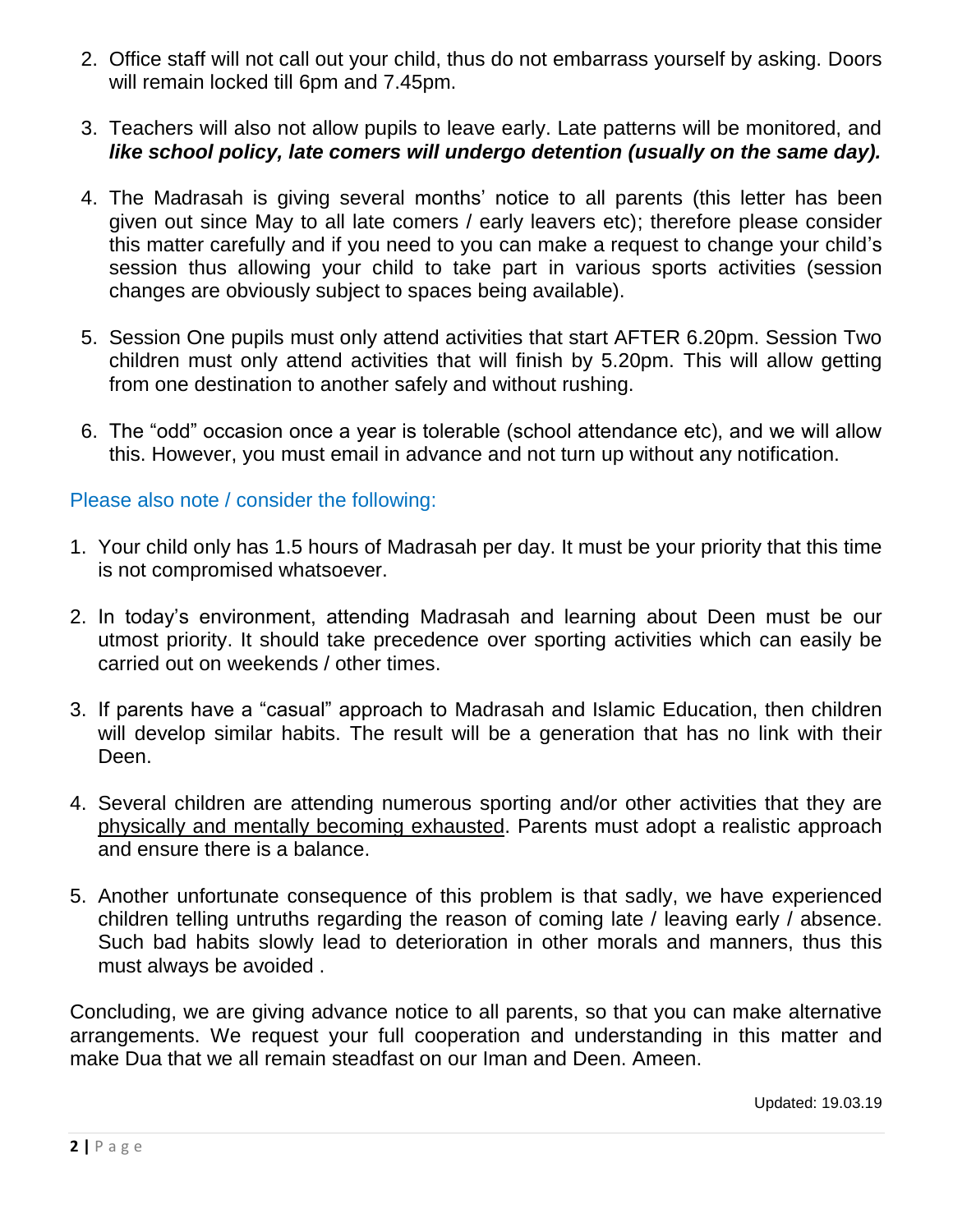2. Office staff will not call out your child, thus do not embarrass yourself by asking. Doors will remain locked till 6pm and 7.45pm.

3. Teachers will also not allow pupils to leave early. Late patterns will be monitored, and ***like school policy, late comers will undergo detention (usually on the same day).***

4. The Madrasah is giving several months' notice to all parents (this letter has been given out since May to all late comers / early leavers etc); therefore please consider this matter carefully and if you need to you can make a request to change your child's session thus allowing your child to take part in various sports activities (session changes are obviously subject to spaces being available).

5. Session One pupils must only attend activities that start AFTER 6.20pm. Session Two children must only attend activities that will finish by 5.20pm. This will allow getting from one destination to another safely and without rushing.

6. The "odd" occasion once a year is tolerable (school attendance etc), and we will allow this. However, you must email in advance and not turn up without any notification.

Please also note / consider the following:

1. Your child only has 1.5 hours of Madrasah per day. It must be your priority that this time is not compromised whatsoever.

2. In today's environment, attending Madrasah and learning about Deen must be our utmost priority. It should take precedence over sporting activities which can easily be carried out on weekends / other times.

3. If parents have a "casual" approach to Madrasah and Islamic Education, then children will develop similar habits. The result will be a generation that has no link with their Deen.

4. Several children are attending numerous sporting and/or other activities that they are <u>physically and mentally becoming exhausted</u>. Parents must adopt a realistic approach and ensure there is a balance.

5. Another unfortunate consequence of this problem is that sadly, we have experienced children telling untruths regarding the reason of coming late / leaving early / absence. Such bad habits slowly lead to deterioration in other morals and manners, thus this must always be avoided .

Concluding, we are giving advance notice to all parents, so that you can make alternative arrangements. We request your full cooperation and understanding in this matter and make Dua that we all remain steadfast on our Iman and Deen. Ameen.

Updated: 19.03.19